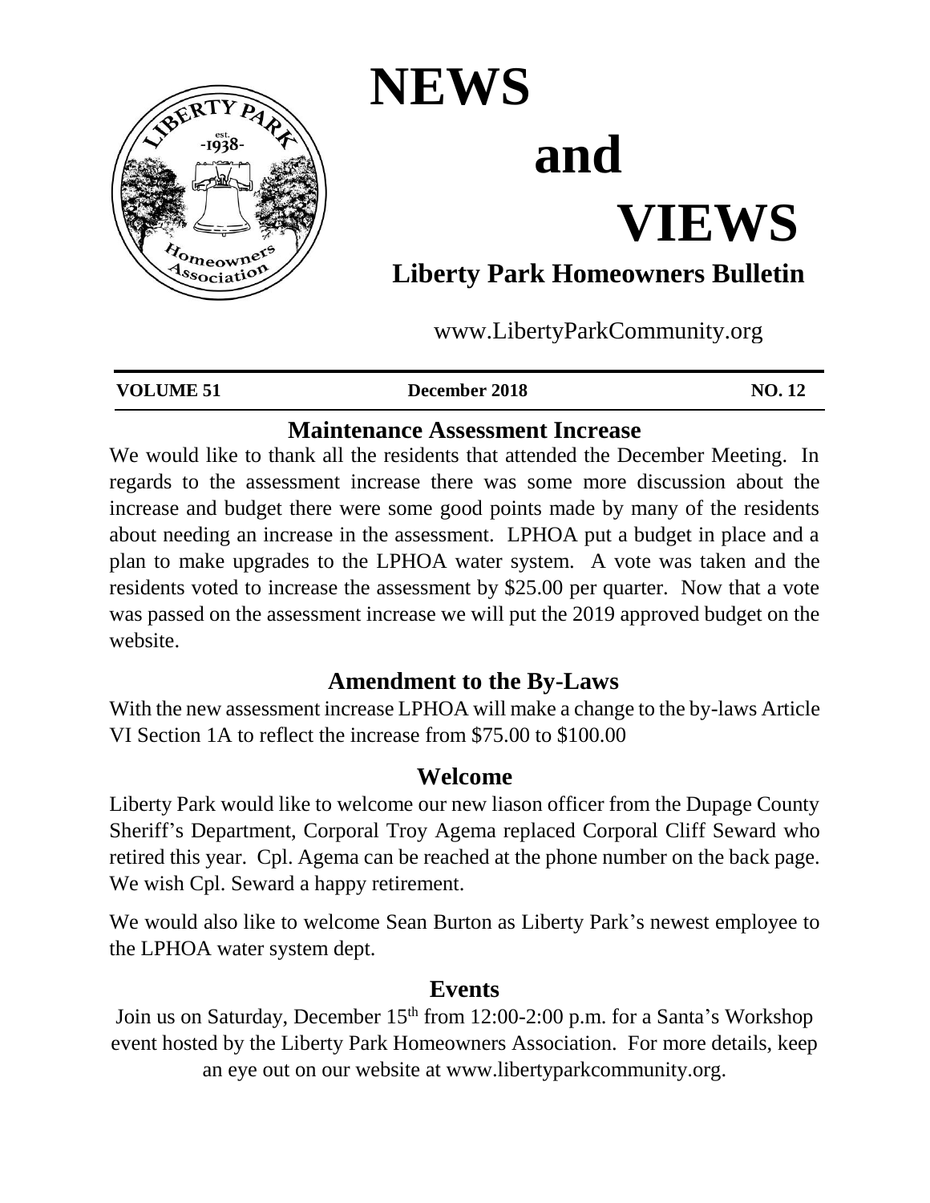# NEWS and VIEWS

## Liberty Park Homeowners Bulletin

www.LibertyParkCommunity.org

**VOLUME 51** **December 2018** **NO. 12**

## Maintenance Assessment Increase

We would like to thank all the residents that attended the December Meeting. In regards to the assessment increase there was some more discussion about the increase and budget there were some good points made by many of the residents about needing an increase in the assessment. LPHOA put a budget in place and a plan to make upgrades to the LPHOA water system. A vote was taken and the residents voted to increase the assessment by $25.00 per quarter. Now that a vote was passed on the assessment increase we will put the 2019 approved budget on the website.

## Amendment to the By-Laws

With the new assessment increase LPHOA will make a change to the by-laws Article VI Section 1A to reflect the increase from $75.00 to $100.00

## Welcome

Liberty Park would like to welcome our new liason officer from the Dupage County Sheriff's Department, Corporal Troy Agema replaced Corporal Cliff Seward who retired this year. Cpl. Agema can be reached at the phone number on the back page. We wish Cpl. Seward a happy retirement.

We would also like to welcome Sean Burton as Liberty Park's newest employee to the LPHOA water system dept.

## Events

Join us on Saturday, December 15th from 12:00-2:00 p.m. for a Santa's Workshop event hosted by the Liberty Park Homeowners Association. For more details, keep an eye out on our website at www.libertyparkcommunity.org.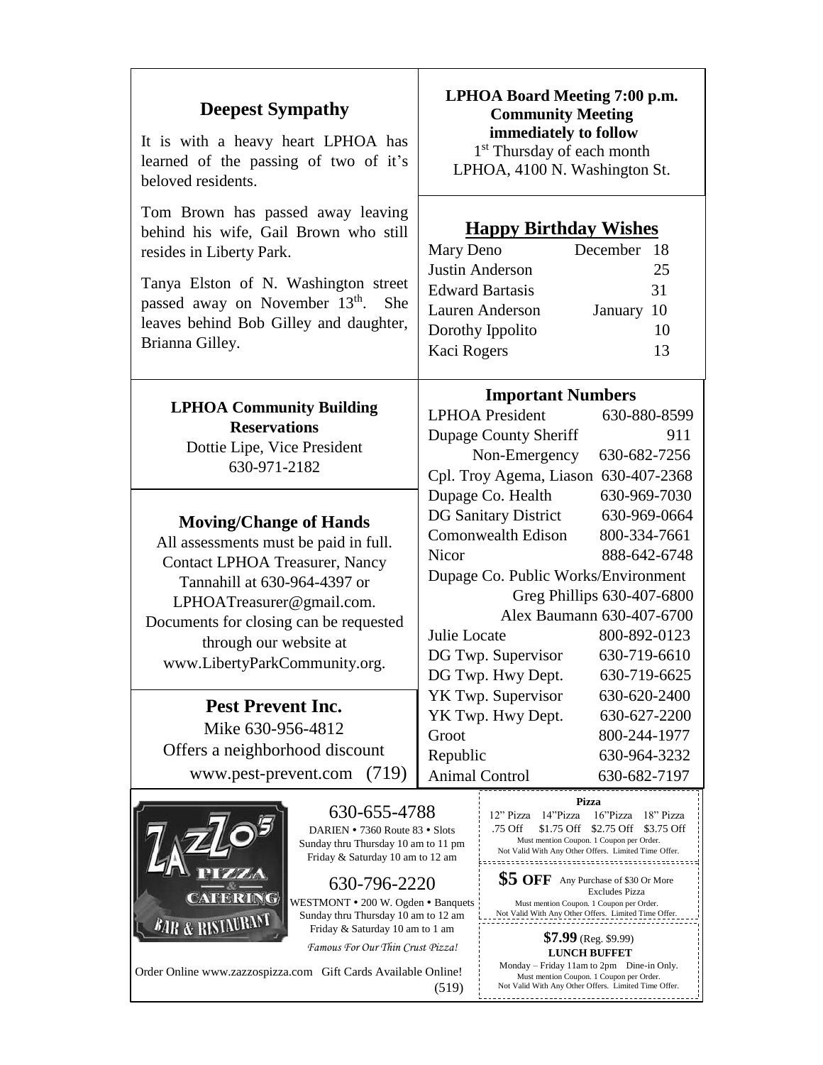## Deepest Sympathy

It is with a heavy heart LPHOA has learned of the passing of two of it's beloved residents.

Tom Brown has passed away leaving behind his wife, Gail Brown who still resides in Liberty Park.

Tanya Elston of N. Washington street passed away on November 13th. She leaves behind Bob Gilley and daughter, Brianna Gilley.

**LPHOA Board Meeting 7:00 p.m.**
**Community Meeting immediately to follow**
1st Thursday of each month
LPHOA, 4100 N. Washington St.

## Happy Birthday Wishes

| | |
|---|---|
| Mary Deno | December 18 |
| Justin Anderson | 25 |
| Edward Bartasis | 31 |
| Lauren Anderson | January 10 |
| Dorothy Ippolito | 10 |
| Kaci Rogers | 13 |

### LPHOA Community Building Reservations

Dottie Lipe, Vice President
630-971-2182

### Moving/Change of Hands

All assessments must be paid in full. Contact LPHOA Treasurer, Nancy Tannahill at 630-964-4397 or LPHOATreasurer@gmail.com. Documents for closing can be requested through our website at www.LibertyParkCommunity.org.

### Important Numbers

| | |
|---|---|
| LPHOA President | 630-880-8599 |
| Dupage County Sheriff | 911 |
| Non-Emergency | 630-682-7256 |
| Cpl. Troy Agema, Liason | 630-407-2368 |
| Dupage Co. Health | 630-969-7030 |
| DG Sanitary District | 630-969-0664 |
| Comonwealth Edison | 800-334-7661 |
| Nicor | 888-642-6748 |
| Dupage Co. Public Works/Environment | |
| Greg Phillips | 630-407-6800 |
| Alex Baumann | 630-407-6700 |
| Julie Locate | 800-892-0123 |
| DG Twp. Supervisor | 630-719-6610 |
| DG Twp. Hwy Dept. | 630-719-6625 |
| YK Twp. Supervisor | 630-620-2400 |
| YK Twp. Hwy Dept. | 630-627-2200 |
| Groot | 800-244-1977 |
| Republic | 630-964-3232 |
| Animal Control | 630-682-7197 |

## Pest Prevent Inc.

Mike 630-956-4812
Offers a neighborhood discount
www.pest-prevent.com (719)

**ZAZZO'S PIZZA & CATERING BAR & RESTAURANT**

630-655-4788
DARIEN • 7360 Route 83 • Slots
Sunday thru Thursday 10 am to 11 pm
Friday & Saturday 10 am to 12 am

630-796-2220
WESTMONT • 200 W. Ogden • Banquets
Sunday thru Thursday 10 am to 12 am
Friday & Saturday 10 am to 1 am

*Famous For Our Thin Crust Pizza!*

Order Online www.zazzospizza.com Gift Cards Available Online!
(519)

**Pizza**

| 12" Pizza | 14"Pizza | 16"Pizza | 18" Pizza |
|---|---|---|---|
| .75 Off | $1.75 Off | $2.75 Off | $3.75 Off |

Must mention Coupon. 1 Coupon per Order.
Not Valid With Any Other Offers. Limited Time Offer.

**$5 OFF** Any Purchase of $30 Or More
Excludes Pizza
Must mention Coupon. 1 Coupon per Order.
Not Valid With Any Other Offers. Limited Time Offer.

**$7.99** (Reg. $9.99)
**LUNCH BUFFET**
Monday – Friday 11am to 2pm Dine-in Only.
Must mention Coupon. 1 Coupon per Order.
Not Valid With Any Other Offers. Limited Time Offer.